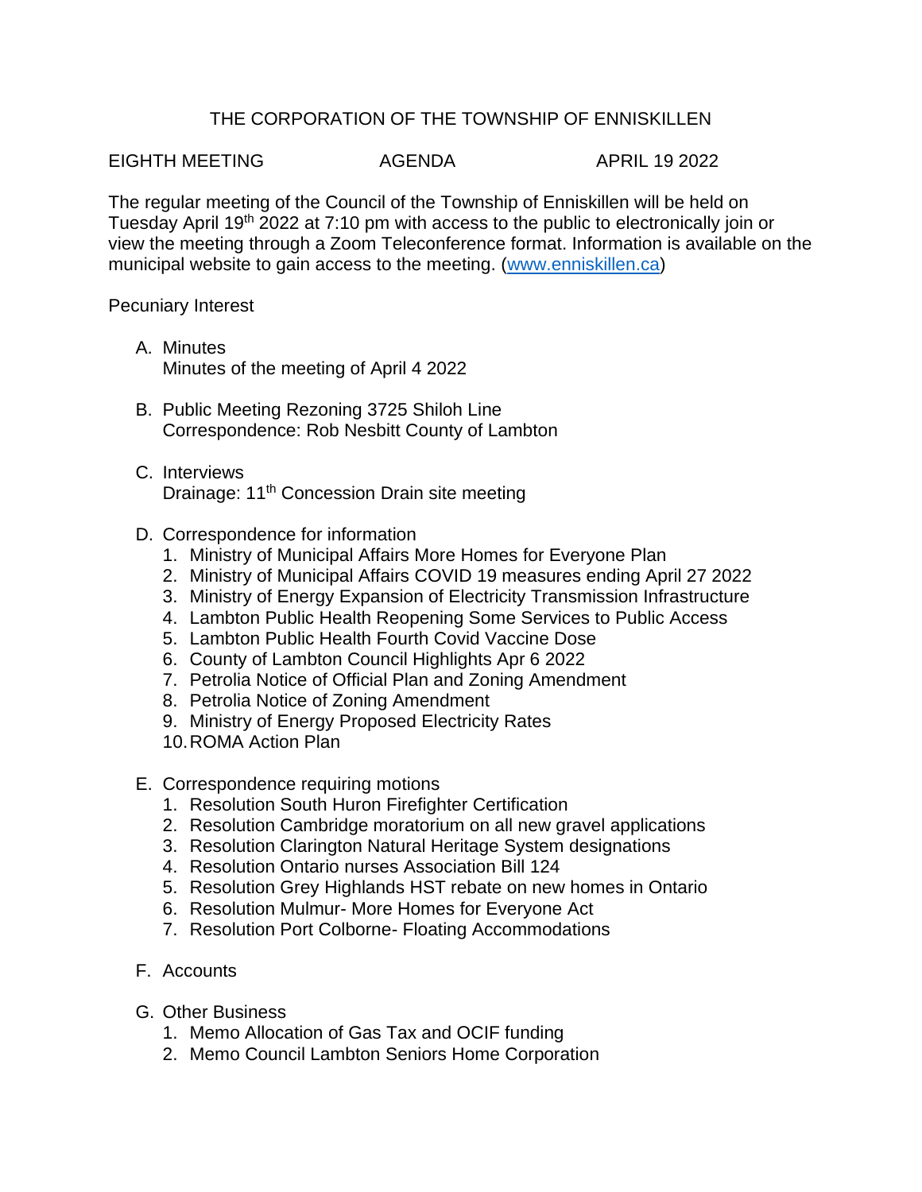# THE CORPORATION OF THE TOWNSHIP OF ENNISKILLEN

EIGHTH MEETING AGENDA APRIL 19 2022

The regular meeting of the Council of the Township of Enniskillen will be held on Tuesday April 19th 2022 at 7:10 pm with access to the public to electronically join or view the meeting through a Zoom Teleconference format. Information is available on the municipal website to gain access to the meeting. (www.enniskillen.ca)

Pecuniary Interest

A. Minutes
   Minutes of the meeting of April 4 2022

B. Public Meeting Rezoning 3725 Shiloh Line
   Correspondence: Rob Nesbitt County of Lambton

C. Interviews
   Drainage: 11th Concession Drain site meeting

D. Correspondence for information
   1. Ministry of Municipal Affairs More Homes for Everyone Plan
   2. Ministry of Municipal Affairs COVID 19 measures ending April 27 2022
   3. Ministry of Energy Expansion of Electricity Transmission Infrastructure
   4. Lambton Public Health Reopening Some Services to Public Access
   5. Lambton Public Health Fourth Covid Vaccine Dose
   6. County of Lambton Council Highlights Apr 6 2022
   7. Petrolia Notice of Official Plan and Zoning Amendment
   8. Petrolia Notice of Zoning Amendment
   9. Ministry of Energy Proposed Electricity Rates
   10. ROMA Action Plan

E. Correspondence requiring motions
   1. Resolution South Huron Firefighter Certification
   2. Resolution Cambridge moratorium on all new gravel applications
   3. Resolution Clarington Natural Heritage System designations
   4. Resolution Ontario nurses Association Bill 124
   5. Resolution Grey Highlands HST rebate on new homes in Ontario
   6. Resolution Mulmur- More Homes for Everyone Act
   7. Resolution Port Colborne- Floating Accommodations

F. Accounts

G. Other Business
   1. Memo Allocation of Gas Tax and OCIF funding
   2. Memo Council Lambton Seniors Home Corporation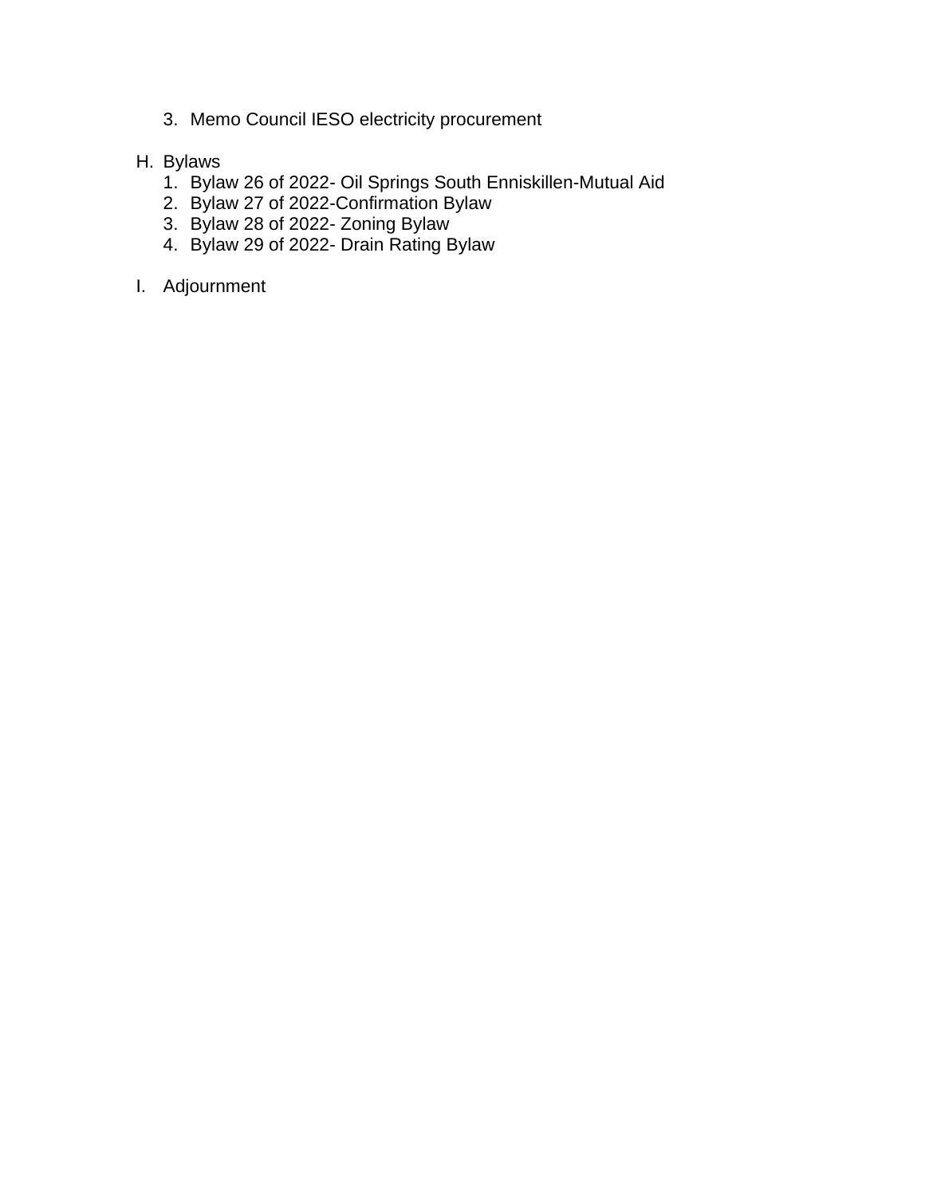3. Memo Council IESO electricity procurement

H. Bylaws
   1. Bylaw 26 of 2022- Oil Springs South Enniskillen-Mutual Aid
   2. Bylaw 27 of 2022-Confirmation Bylaw
   3. Bylaw 28 of 2022- Zoning Bylaw
   4. Bylaw 29 of 2022- Drain Rating Bylaw

I. Adjournment